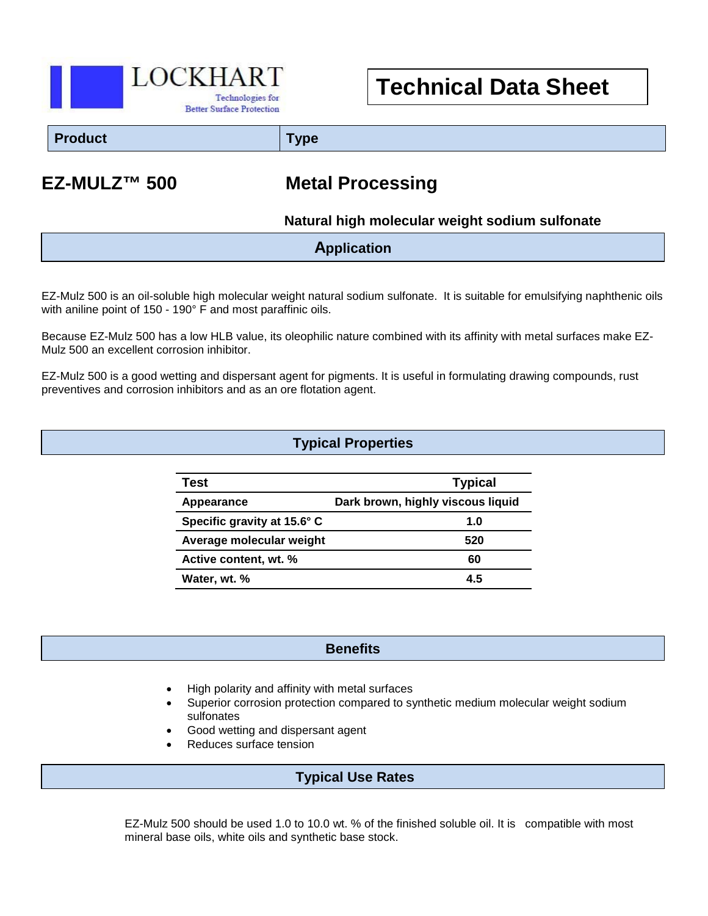LOCKHART

Technologies for Better Surface Protection

# Technical Data Sheet

| Product | Type |
|---|---|
| **EZ-MULZ™ 500** | **Metal Processing** |
| | **Natural high molecular weight sodium sulfonate** |

## Application

EZ-Mulz 500 is an oil-soluble high molecular weight natural sodium sulfonate. It is suitable for emulsifying naphthenic oils with aniline point of 150 - 190° F and most paraffinic oils.

Because EZ-Mulz 500 has a low HLB value, its oleophilic nature combined with its affinity with metal surfaces make EZ-Mulz 500 an excellent corrosion inhibitor.

EZ-Mulz 500 is a good wetting and dispersant agent for pigments. It is useful in formulating drawing compounds, rust preventives and corrosion inhibitors and as an ore flotation agent.

## Typical Properties

| Test | Typical |
|---|---|
| Appearance | Dark brown, highly viscous liquid |
| Specific gravity at 15.6° C | 1.0 |
| Average molecular weight | 520 |
| Active content, wt. % | 60 |
| Water, wt. % | 4.5 |

## Benefits

- High polarity and affinity with metal surfaces
- Superior corrosion protection compared to synthetic medium molecular weight sodium sulfonates
- Good wetting and dispersant agent
- Reduces surface tension

## Typical Use Rates

EZ-Mulz 500 should be used 1.0 to 10.0 wt. % of the finished soluble oil. It is compatible with most mineral base oils, white oils and synthetic base stock.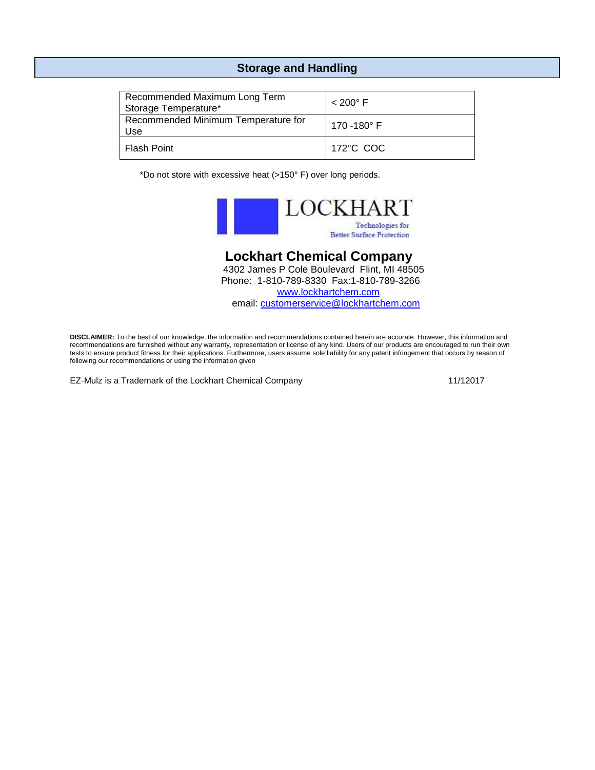## Storage and Handling

| | |
|---|---|
| Recommended Maximum Long Term Storage Temperature* | < 200° F |
| Recommended Minimum Temperature for Use | 170 -180° F |
| Flash Point | 172°C COC |

*Do not store with excessive heat (>150° F) over long periods.

LOCKHART
Technologies for Better Surface Protection

**Lockhart Chemical Company**
4302 James P Cole Boulevard Flint, MI 48505
Phone: 1-810-789-8330 Fax:1-810-789-3266
[www.lockhartchem.com](http://www.lockhartchem.com)
email: [customerservice@lockhartchem.com](mailto:customerservice@lockhartchem.com)

**DISCLAIMER:** To the best of our knowledge, the information and recommendations contained herein are accurate. However, this information and recommendations are furnished without any warranty, representation or license of any kind. Users of our products are encouraged to run their own tests to ensure product fitness for their applications. Furthermore, users assume sole liability for any patent infringement that occurs by reason of following our recommendations or using the information given

EZ-Mulz is a Trademark of the Lockhart Chemical Company 11/12017